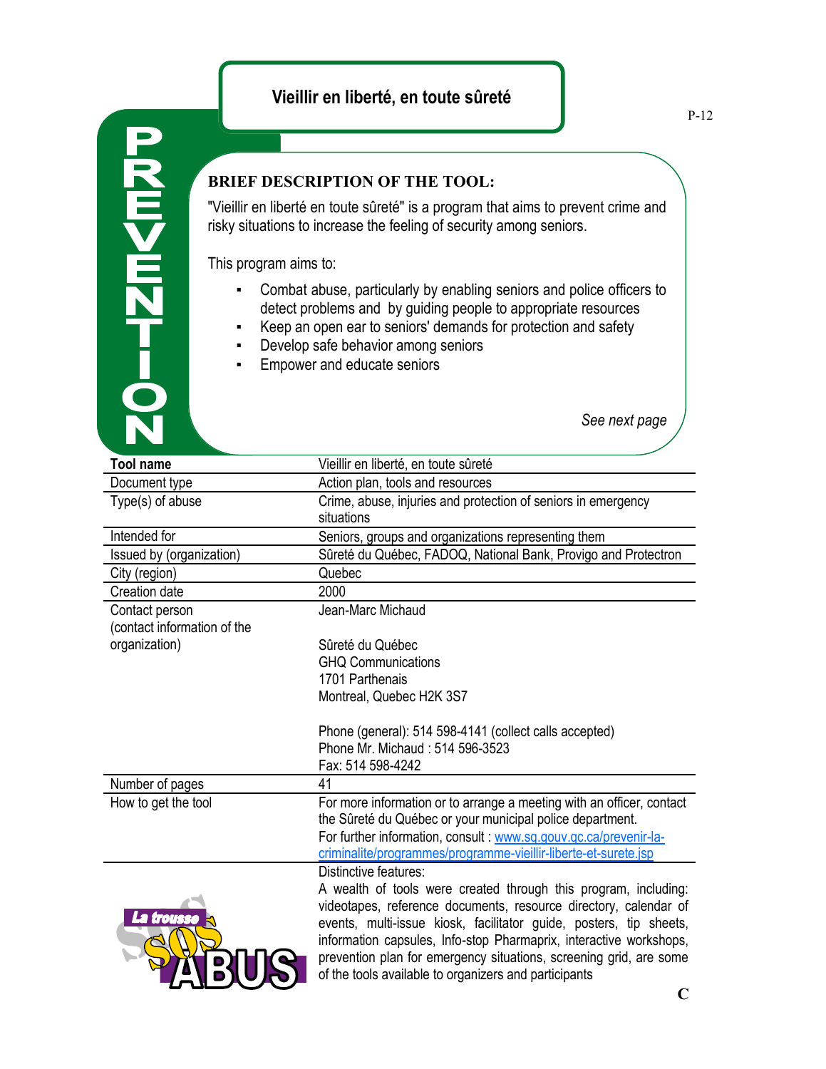# Vieillir en liberté, en toute sûreté

PREVENTION

## BRIEF DESCRIPTION OF THE TOOL:

"Vieillir en liberté en toute sûreté" is a program that aims to prevent crime and risky situations to increase the feeling of security among seniors.

This program aims to:

- Combat abuse, particularly by enabling seniors and police officers to detect problems and by guiding people to appropriate resources
- Keep an open ear to seniors' demands for protection and safety
- Develop safe behavior among seniors
- Empower and educate seniors

*See next page*

| **Tool name** | Vieillir en liberté, en toute sûreté |
|---|---|
| Document type | Action plan, tools and resources |
| Type(s) of abuse | Crime, abuse, injuries and protection of seniors in emergency situations |
| Intended for | Seniors, groups and organizations representing them |
| Issued by (organization) | Sûreté du Québec, FADOQ, National Bank, Provigo and Protectron |
| City (region) | Quebec |
| Creation date | 2000 |
| Contact person (contact information of the organization) | Jean-Marc Michaud<br><br>Sûreté du Québec<br>GHQ Communications<br>1701 Parthenais<br>Montreal, Quebec H2K 3S7<br><br>Phone (general): 514 598-4141 (collect calls accepted)<br>Phone Mr. Michaud : 514 596-3523<br>Fax: 514 598-4242 |
| Number of pages | 41 |
| How to get the tool | For more information or to arrange a meeting with an officer, contact the Sûreté du Québec or your municipal police department.<br>For further information, consult : www.sq.gouv.qc.ca/prevenir-la-criminalite/programmes/programme-vieillir-liberte-et-surete.jsp |
| La trousse SOS ABUS | Distinctive features:<br>A wealth of tools were created through this program, including: videotapes, reference documents, resource directory, calendar of events, multi-issue kiosk, facilitator guide, posters, tip sheets, information capsules, Info-stop Pharmaprix, interactive workshops, prevention plan for emergency situations, screening grid, are some of the tools available to organizers and participants |

C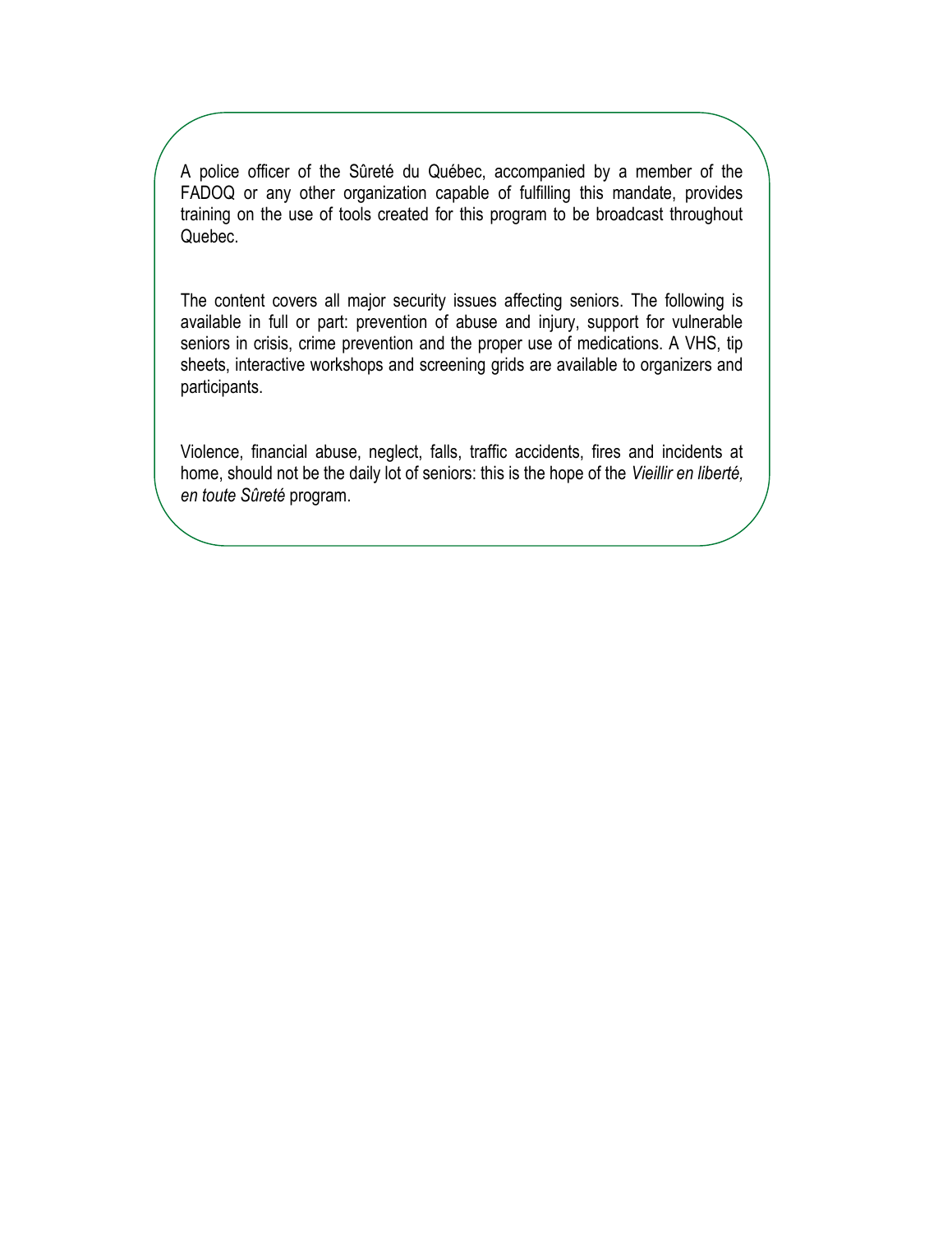A police officer of the Sûreté du Québec, accompanied by a member of the FADOQ or any other organization capable of fulfilling this mandate, provides training on the use of tools created for this program to be broadcast throughout Quebec.

The content covers all major security issues affecting seniors. The following is available in full or part: prevention of abuse and injury, support for vulnerable seniors in crisis, crime prevention and the proper use of medications. A VHS, tip sheets, interactive workshops and screening grids are available to organizers and participants.

Violence, financial abuse, neglect, falls, traffic accidents, fires and incidents at home, should not be the daily lot of seniors: this is the hope of the *Vieillir en liberté, en toute Sûreté* program.